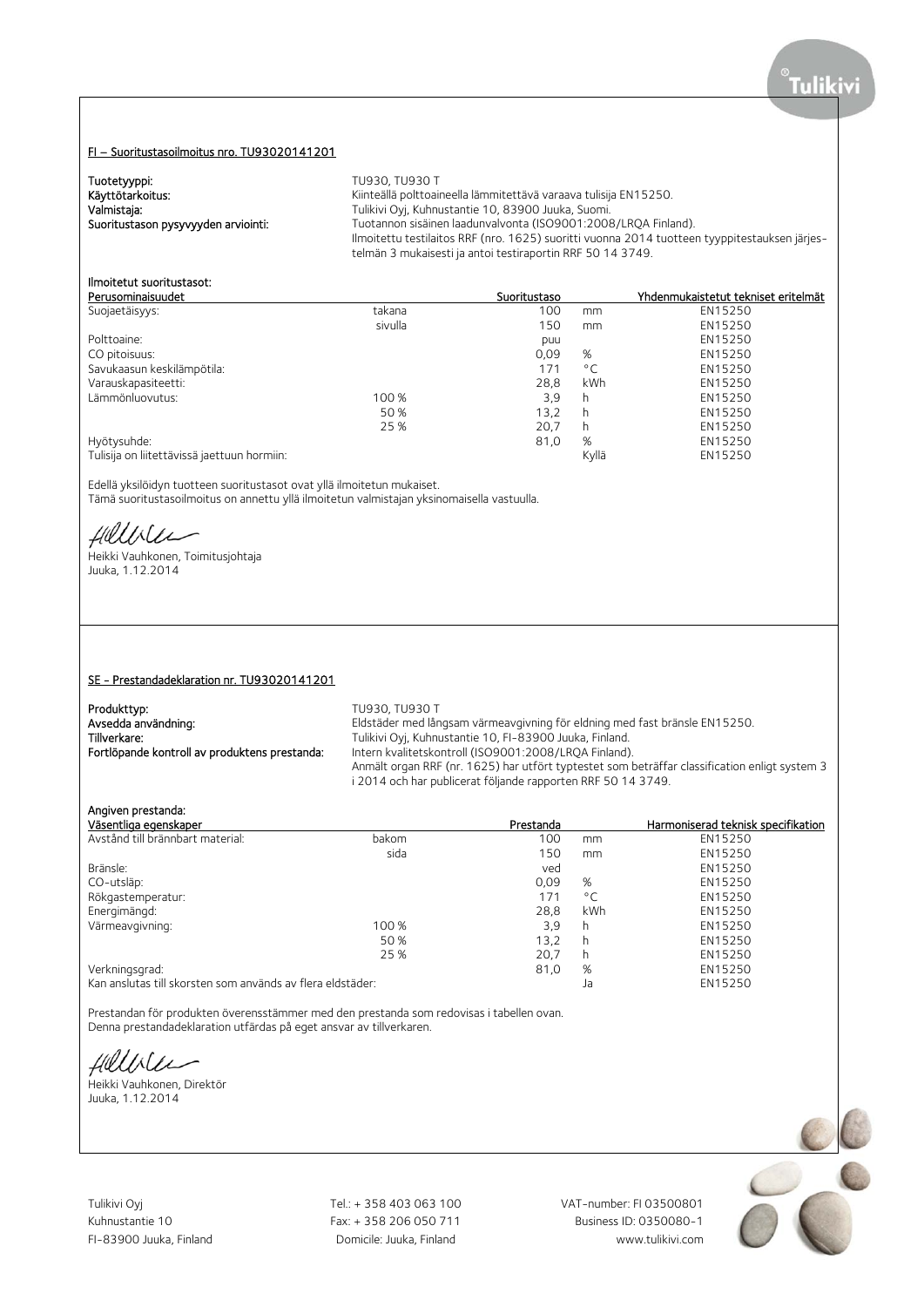## FI – Suoritustasoilmoitus nro. TU93020141201

**Tuotetyyppi:** TU930, TU930 T
**Käyttötarkoitus:** Kiinteällä polttoaineella lämmitettävä varaava tulisija EN15250.
**Valmistaja:** Tulikivi Oyj, Kuhnustantie 10, 83900 Juuka, Suomi.
**Suoritustason pysyvyyden arviointi:** Tuotannon sisäinen laadunvalvonta (ISO9001:2008/LRQA Finland).
Ilmoitettu testilaitos RRF (nro. 1625) suoritti vuonna 2014 tuotteen tyyppitestauksen järjestelmän 3 mukaisesti ja antoi testiraportin RRF 50 14 3749.

**Ilmoitetut suoritustasot:**

| Perusominaisuudet | | Suoritustaso | | Yhdenmukaistetut tekniset eritelmät |
|---|---|---|---|---|
| Suojaetäisyys: | takana | 100 | mm | EN15250 |
| | sivulla | 150 | mm | EN15250 |
| Polttoaine: | | puu | | EN15250 |
| CO pitoisuus: | | 0,09 | % | EN15250 |
| Savukaasun keskilämpötila: | | 171 | °C | EN15250 |
| Varauskapasiteetti: | | 28,8 | kWh | EN15250 |
| Lämmönluovutus: | 100 % | 3,9 | h | EN15250 |
| | 50 % | 13,2 | h | EN15250 |
| | 25 % | 20,7 | h | EN15250 |
| Hyötysuhde: | | 81,0 | % | EN15250 |
| Tulisija on liitettävissä jaettuun hormiin: | | | Kyllä | EN15250 |

Edellä yksilöidyn tuotteen suoritustasot ovat yllä ilmoitetun mukaiset.
Tämä suoritustasoilmoitus on annettu yllä ilmoitetun valmistajan yksinomaisella vastuulla.

Heikki Vauhkonen, Toimitusjohtaja
Juuka, 1.12.2014

## SE - Prestandadeklaration nr. TU93020141201

**Produkttyp:** TU930, TU930 T
**Avsedda användning:** Eldstäder med långsam värmeavgivning för eldning med fast bränsle EN15250.
**Tillverkare:** Tulikivi Oyj, Kuhnustantie 10, FI-83900 Juuka, Finland.
**Fortlöpande kontroll av produktens prestanda:** Intern kvalitetskontroll (ISO9001:2008/LRQA Finland).
Anmält organ RRF (nr. 1625) har utfört typtestet som beträffar classification enligt system 3 i 2014 och har publicerat följande rapporten RRF 50 14 3749.

**Angiven prestanda:**

| Väsentliga egenskaper | | Prestanda | | Harmoniserad teknisk specifikation |
|---|---|---|---|---|
| Avstånd till brännbart material: | bakom | 100 | mm | EN15250 |
| | sida | 150 | mm | EN15250 |
| Bränsle: | | ved | | EN15250 |
| CO-utsläp: | | 0,09 | % | EN15250 |
| Rökgastemperatur: | | 171 | °C | EN15250 |
| Energimängd: | | 28,8 | kWh | EN15250 |
| Värmeavgivning: | 100 % | 3,9 | h | EN15250 |
| | 50 % | 13,2 | h | EN15250 |
| | 25 % | 20,7 | h | EN15250 |
| Verkningsgrad: | | 81,0 | % | EN15250 |
| Kan anslutas till skorsten som används av flera eldstäder: | | | Ja | EN15250 |

Prestandan för produkten överensstämmer med den prestanda som redovisas i tabellen ovan.
Denna prestandadeklaration utfärdas på eget ansvar av tillverkaren.

Heikki Vauhkonen, Direktör
Juuka, 1.12.2014

Tulikivi Oyj
Kuhnustantie 10
FI-83900 Juuka, Finland

Tel.: + 358 403 063 100
Fax: + 358 206 050 711
Domicile: Juuka, Finland

VAT-number: FI 03500801
Business ID: 0350080-1
www.tulikivi.com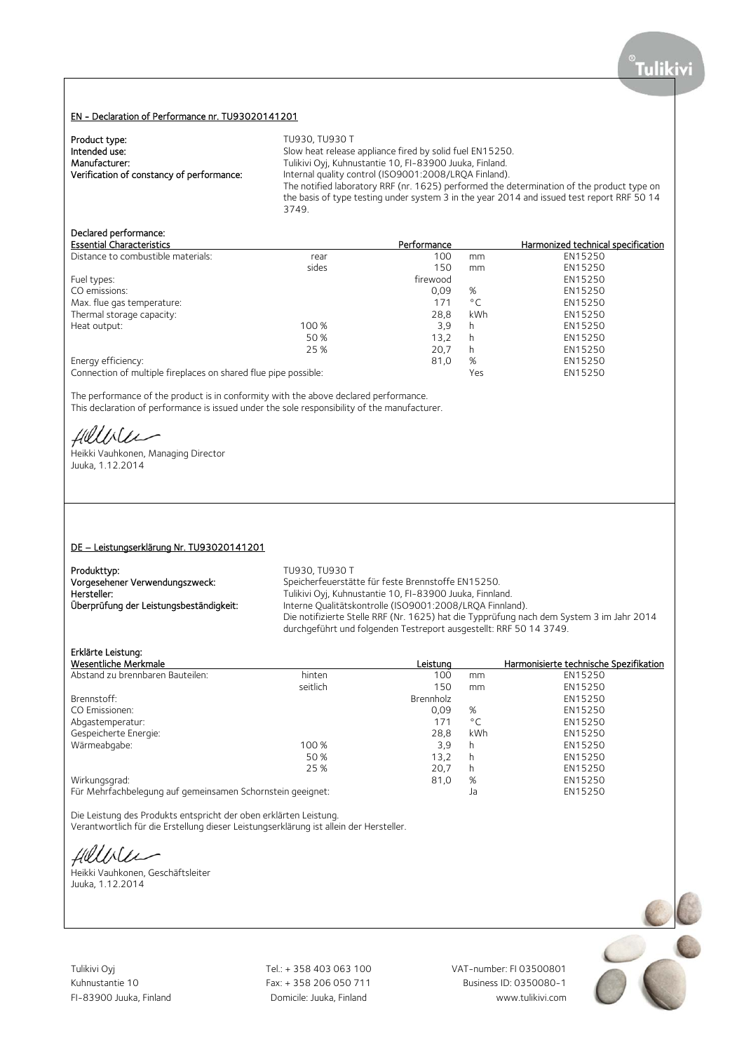## EN - Declaration of Performance nr. TU93020141201

**Product type:** TU930, TU930 T
**Intended use:** Slow heat release appliance fired by solid fuel EN15250.
**Manufacturer:** Tulikivi Oyj, Kuhnustantie 10, FI-83900 Juuka, Finland.
**Verification of constancy of performance:** Internal quality control (ISO9001:2008/LRQA Finland).
The notified laboratory RRF (nr. 1625) performed the determination of the product type on the basis of type testing under system 3 in the year 2014 and issued test report RRF 50 14 3749.

**Declared performance:**

| Essential Characteristics | | Performance | | Harmonized technical specification |
|---|---|---|---|---|
| Distance to combustible materials: | rear | 100 | mm | EN15250 |
| | sides | 150 | mm | EN15250 |
| Fuel types: | | firewood | | EN15250 |
| CO emissions: | | 0,09 | % | EN15250 |
| Max. flue gas temperature: | | 171 | °C | EN15250 |
| Thermal storage capacity: | | 28,8 | kWh | EN15250 |
| Heat output: | 100 % | 3,9 | h | EN15250 |
| | 50 % | 13,2 | h | EN15250 |
| | 25 % | 20,7 | h | EN15250 |
| Energy efficiency: | | 81,0 | % | EN15250 |
| Connection of multiple fireplaces on shared flue pipe possible: | | | Yes | EN15250 |

The performance of the product is in conformity with the above declared performance.
This declaration of performance is issued under the sole responsibility of the manufacturer.

Heikki Vauhkonen, Managing Director
Juuka, 1.12.2014

## DE – Leistungserklärung Nr. TU93020141201

**Produkttyp:** TU930, TU930 T
**Vorgesehener Verwendungszweck:** Speicherfeuerstätte für feste Brennstoffe EN15250.
**Hersteller:** Tulikivi Oyj, Kuhnustantie 10, FI-83900 Juuka, Finnland.
**Überprüfung der Leistungsbeständigkeit:** Interne Qualitätskontrolle (ISO9001:2008/LRQA Finnland).
Die notifizierte Stelle RRF (Nr. 1625) hat die Typprüfung nach dem System 3 im Jahr 2014 durchgeführt und folgenden Testreport ausgestellt: RRF 50 14 3749.

**Erklärte Leistung:**

| Wesentliche Merkmale | | Leistung | | Harmonisierte technische Spezifikation |
|---|---|---|---|---|
| Abstand zu brennbaren Bauteilen: | hinten | 100 | mm | EN15250 |
| | seitlich | 150 | mm | EN15250 |
| Brennstoff: | | Brennholz | | EN15250 |
| CO Emissionen: | | 0,09 | % | EN15250 |
| Abgastemperatur: | | 171 | °C | EN15250 |
| Gespeicherte Energie: | | 28,8 | kWh | EN15250 |
| Wärmeabgabe: | 100 % | 3,9 | h | EN15250 |
| | 50 % | 13,2 | h | EN15250 |
| | 25 % | 20,7 | h | EN15250 |
| Wirkungsgrad: | | 81,0 | % | EN15250 |
| Für Mehrfachbelegung auf gemeinsamen Schornstein geeignet: | | | Ja | EN15250 |

Die Leistung des Produkts entspricht der oben erklärten Leistung.
Verantwortlich für die Erstellung dieser Leistungserklärung ist allein der Hersteller.

Heikki Vauhkonen, Geschäftsleiter
Juuka, 1.12.2014

Tulikivi Oyj
Kuhnustantie 10
FI-83900 Juuka, Finland

Tel.: + 358 403 063 100
Fax: + 358 206 050 711
Domicile: Juuka, Finland

VAT-number: FI 03500801
Business ID: 0350080-1
www.tulikivi.com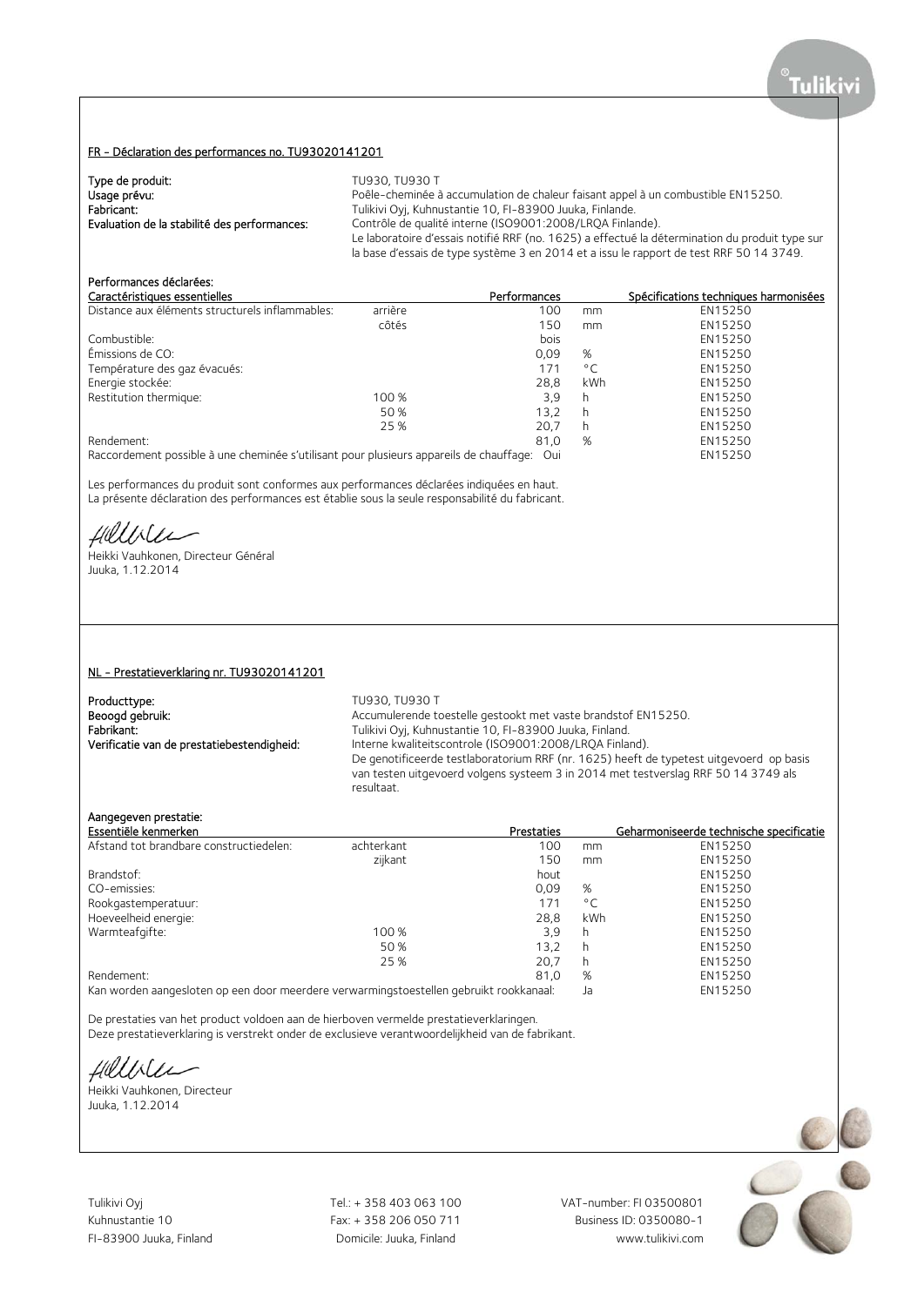## FR - Déclaration des performances no. TU93020141201

**Type de produit:** TU930, TU930 T
**Usage prévu:** Poêle-cheminée à accumulation de chaleur faisant appel à un combustible EN15250.
**Fabricant:** Tulikivi Oyj, Kuhnustantie 10, FI-83900 Juuka, Finlande.
**Evaluation de la stabilité des performances:** Contrôle de qualité interne (ISO9001:2008/LRQA Finlande).
Le laboratoire d'essais notifié RRF (no. 1625) a effectué la détermination du produit type sur la base d'essais de type système 3 en 2014 et a issu le rapport de test RRF 50 14 3749.

**Performances déclarées:**

| Caractéristiques essentielles | | Performances | | Spécifications techniques harmonisées |
|---|---|---|---|---|
| Distance aux éléments structurels inflammables: | arrière | 100 | mm | EN15250 |
| | côtés | 150 | mm | EN15250 |
| Combustible: | | bois | | EN15250 |
| Émissions de CO: | | 0,09 | % | EN15250 |
| Température des gaz évacués: | | 171 | °C | EN15250 |
| Energie stockée: | | 28,8 | kWh | EN15250 |
| Restitution thermique: | 100 % | 3,9 | h | EN15250 |
| | 50 % | 13,2 | h | EN15250 |
| | 25 % | 20,7 | h | EN15250 |
| Rendement: | | 81,0 | % | EN15250 |
| Raccordement possible à une cheminée s'utilisant pour plusieurs appareils de chauffage: | | Oui | | EN15250 |

Les performances du produit sont conformes aux performances déclarées indiquées en haut.
La présente déclaration des performances est établie sous la seule responsabilité du fabricant.

Heikki Vauhkonen, Directeur Général
Juuka, 1.12.2014

## NL - Prestatieverklaring nr. TU93020141201

**Producttype:** TU930, TU930 T
**Beoogd gebruik:** Accumulerende toestelle gestookt met vaste brandstof EN15250.
**Fabrikant:** Tulikivi Oyj, Kuhnustantie 10, FI-83900 Juuka, Finland.
**Verificatie van de prestatiebestendigheid:** Interne kwaliteitscontrole (ISO9001:2008/LRQA Finland).
De genotificeerde testlaboratorium RRF (nr. 1625) heeft de typetest uitgevoerd op basis van testen uitgevoerd volgens systeem 3 in 2014 met testverslag RRF 50 14 3749 als resultaat.

**Aangegeven prestatie:**

| Essentiële kenmerken | | Prestaties | | Geharmoniseerde technische specificatie |
|---|---|---|---|---|
| Afstand tot brandbare constructiedelen: | achterkant | 100 | mm | EN15250 |
| | zijkant | 150 | mm | EN15250 |
| Brandstof: | | hout | | EN15250 |
| CO-emissies: | | 0,09 | % | EN15250 |
| Rookgastemperatuur: | | 171 | °C | EN15250 |
| Hoeveelheid energie: | | 28,8 | kWh | EN15250 |
| Warmteafgifte: | 100 % | 3,9 | h | EN15250 |
| | 50 % | 13,2 | h | EN15250 |
| | 25 % | 20,7 | h | EN15250 |
| Rendement: | | 81,0 | % | EN15250 |
| Kan worden aangesloten op een door meerdere verwarmingstoestellen gebruikt rookkanaal: | | Ja | | EN15250 |

De prestaties van het product voldoen aan de hierboven vermelde prestatieverklaringen.
Deze prestatieverklaring is verstrekt onder de exclusieve verantwoordelijkheid van de fabrikant.

Heikki Vauhkonen, Directeur
Juuka, 1.12.2014

Tulikivi Oyj
Kuhnustantie 10
FI-83900 Juuka, Finland

Tel.: + 358 403 063 100
Fax: + 358 206 050 711
Domicile: Juuka, Finland

VAT-number: FI 03500801
Business ID: 0350080-1
www.tulikivi.com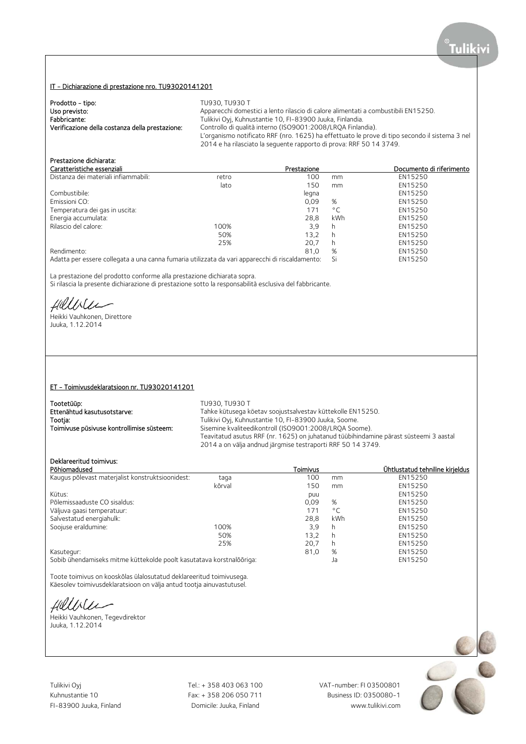## IT - Dichiarazione di prestazione nro. TU93020141201

**Prodotto - tipo:** TU930, TU930 T
**Uso previsto:** Apparecchi domestici a lento rilascio di calore alimentati a combustibili EN15250.
**Fabbricante:** Tulikivi Oyj, Kuhnustantie 10, FI-83900 Juuka, Finlandia.
**Verificazione della costanza della prestazione:** Controllo di qualità interno (ISO9001:2008/LRQA Finlandia).
L'organismo notificato RRF (nro. 1625) ha effettuato le prove di tipo secondo il sistema 3 nel 2014 e ha rilasciato la seguente rapporto di prova: RRF 50 14 3749.

**Prestazione dichiarata:**

| Caratteristiche essenziali | | Prestazione | | Documento di riferimento |
|---|---|---|---|---|
| Distanza dei materiali infiammabili: | retro | 100 | mm | EN15250 |
| | lato | 150 | mm | EN15250 |
| Combustibile: | | legna | | EN15250 |
| Emissioni CO: | | 0,09 | % | EN15250 |
| Temperatura dei gas in uscita: | | 171 | °C | EN15250 |
| Energia accumulata: | | 28,8 | kWh | EN15250 |
| Rilascio del calore: | 100% | 3,9 | h | EN15250 |
| | 50% | 13,2 | h | EN15250 |
| | 25% | 20,7 | h | EN15250 |
| Rendimento: | | 81,0 | % | EN15250 |
| Adatta per essere collegata a una canna fumaria utilizzata da vari apparecchi di riscaldamento: | | | Si | EN15250 |

La prestazione del prodotto conforme alla prestazione dichiarata sopra.
Si rilascia la presente dichiarazione di prestazione sotto la responsabilità esclusiva del fabbricante.

Heikki Vauhkonen, Direttore
Juuka, 1.12.2014

## ET - Toimivusdeklaratsioon nr. TU93020141201

**Tootetüüp:** TU930, TU930 T
**Ettenähtud kasutusotstarve:** Tahke kütusega köetav soojustsalvestav küttekolle EN15250.
**Tootja:** Tulikivi Oyj, Kuhnustantie 10, FI-83900 Juuka, Soome.
**Toimivuse püsivuse kontrollimise süsteem:** Sisemine kvaliteedikontroll (ISO9001:2008/LRQA Soome).
Teavitatud asutus RRF (nr. 1625) on juhatanud tüübihindamine pärast süsteemi 3 aastal 2014 a on välja andnud järgmise testraporti RRF 50 14 3749.

**Deklareeritud toimivus:**

| Põhiomadused | | Toimivus | | Ühtlustatud tehniline kirjeldus |
|---|---|---|---|---|
| Kaugus põlevast materjalist konstruktsioonidest: | taga | 100 | mm | EN15250 |
| | kõrval | 150 | mm | EN15250 |
| Kütus: | | puu | | EN15250 |
| Põlemissaaduste CO sisaldus: | | 0,09 | % | EN15250 |
| Väljuva gaasi temperatuur: | | 171 | °C | EN15250 |
| Salvestatud energiahulk: | | 28,8 | kWh | EN15250 |
| Soojuse eraldumine: | 100% | 3,9 | h | EN15250 |
| | 50% | 13,2 | h | EN15250 |
| | 25% | 20,7 | h | EN15250 |
| Kasutegur: | | 81,0 | % | EN15250 |
| Sobib ühendamiseks mitme küttekolde poolt kasutatava korstnalõõriga: | | | Ja | EN15250 |

Toote toimivus on kooskõlas ülalosutatud deklareeritud toimivusega.
Käesolev toimivusdeklaratsioon on välja antud tootja ainuvastutusel.

Heikki Vauhkonen, Tegevdirektor
Juuka, 1.12.2014

Tulikivi Oyj
Kuhnustantie 10
FI-83900 Juuka, Finland

Tel.: + 358 403 063 100
Fax: + 358 206 050 711
Domicile: Juuka, Finland

VAT-number: FI 03500801
Business ID: 0350080-1
www.tulikivi.com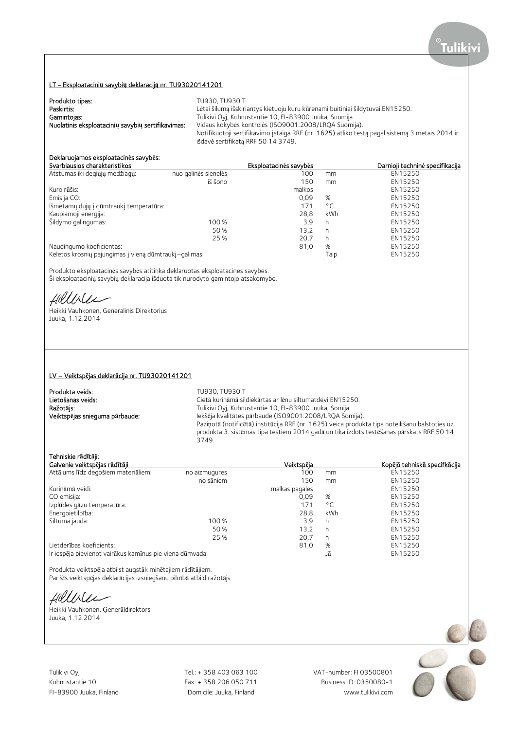## LT - Eksploatacinių savybių deklaracija nr. TU93020141201

**Produkto tipas:** TU930, TU930 T
**Paskirtis:** Lėtai šilumą išskiriantys kietuoju kuru kūrenami buitiniai šildytuvai EN15250.
**Gamintojas:** Tulikivi Oyj, Kuhnustantie 10, FI-83900 Juuka, Suomija.
**Nuolatinis eksploatacinių savybių sertifikavimas:** Vidaus kokybės kontrolės (ISO9001:2008/LRQA Suomija).
Notifikuotoji sertifikavimo įstaiga RRF (nr. 1625) atliko testą pagal sistemą 3 metais 2014 ir išdavė sertifikatą RRF 50 14 3749.

**Deklaruojamos eksploatacinės savybės:**

| Svarbiausios charakteristikos | | Eksploatacinės savybės | | Darnioji techninė specifikacija |
|---|---|---|---|---|
| Atstumas iki degiųjų medžiagų: | nuo galinės sienelės | 100 | mm | EN15250 |
| | iš šono | 150 | mm | EN15250 |
| Kuro rūšis: | | malkos | | EN15250 |
| Emisija CO: | | 0,09 | % | EN15250 |
| Išmetamų dujų į dūmtraukį temperatūra: | | 171 | °C | EN15250 |
| Kaupiamoji energija: | | 28,8 | kWh | EN15250 |
| Šildymo galingumas: | 100 % | 3,9 | h | EN15250 |
| | 50 % | 13,2 | h | EN15250 |
| | 25 % | 20,7 | h | EN15250 |
| Naudingumo koeficientas: | | 81,0 | % | EN15250 |
| Keletos krosnių pajungimas į vieną dūmtraukį–galimas: | | | Taip | EN15250 |

Produkto eksploatacinės savybės atitinka deklaruotas eksploatacines savybes.
Ši eksploatacinių savybių deklaracija išduota tik nurodyto gamintojo atsakomybe.

Heikki Vauhkonen, Generalinis Direktorius
Juuka, 1.12.2014

## LV – Veiktspējas deklarācija nr. TU93020141201

**Produkta veids:** TU930, TU930 T
**Lietošanas veids:** Cietā kurināmā sildiekārtas ar lēnu siltumatdevi EN15250.
**Ražotājs:** Tulikivi Oyj, Kuhnustantie 10, FI-83900 Juuka, Somija.
**Veiktspējas snieguma pārbaude:** Iekšēja kvalitātes pārbaude (ISO9001:2008/LRQA Somija).
Paziņotā (notificētā) institūcija RRF (nr. 1625) veica produkta tipa noteikšanu balstoties uz produkta 3. sistēmas tipa testiem 2014 gadā un tika izdots testēšanas pārskats RRF 50 14 3749.

**Tehniskie rādītāji:**

| Galvenie veiktspējas rādītāji | | Veiktspēja | | Kopējā tehniskā specifkācija |
|---|---|---|---|---|
| Attālums līdz degošiem materiāliem: | no aizmugures | 100 | mm | EN15250 |
| | no sāniem | 150 | mm | EN15250 |
| Kurināmā veidi: | | malkas pagales | | EN15250 |
| CO emisija: | | 0,09 | % | EN15250 |
| Izplūdes gāzu temperatūra: | | 171 | °C | EN15250 |
| Energoietilpība: | | 28,8 | kWh | EN15250 |
| Siltuma jauda: | 100 % | 3,9 | h | EN15250 |
| | 50 % | 13,2 | h | EN15250 |
| | 25 % | 20,7 | h | EN15250 |
| Lietderības koeficients: | | 81,0 | % | EN15250 |
| Ir iespēja pievienot vairākus kamīnus pie viena dūmvada: | | | Jā | EN15250 |

Produkta veiktspēja atbilst augstāk minētajiem rādītājiem.
Par šīs veiktspējas deklarācijas izsniegšanu pilnībā atbild ražotājs.

Heikki Vauhkonen, Ģenerāldirektors
Juuka, 1.12.2014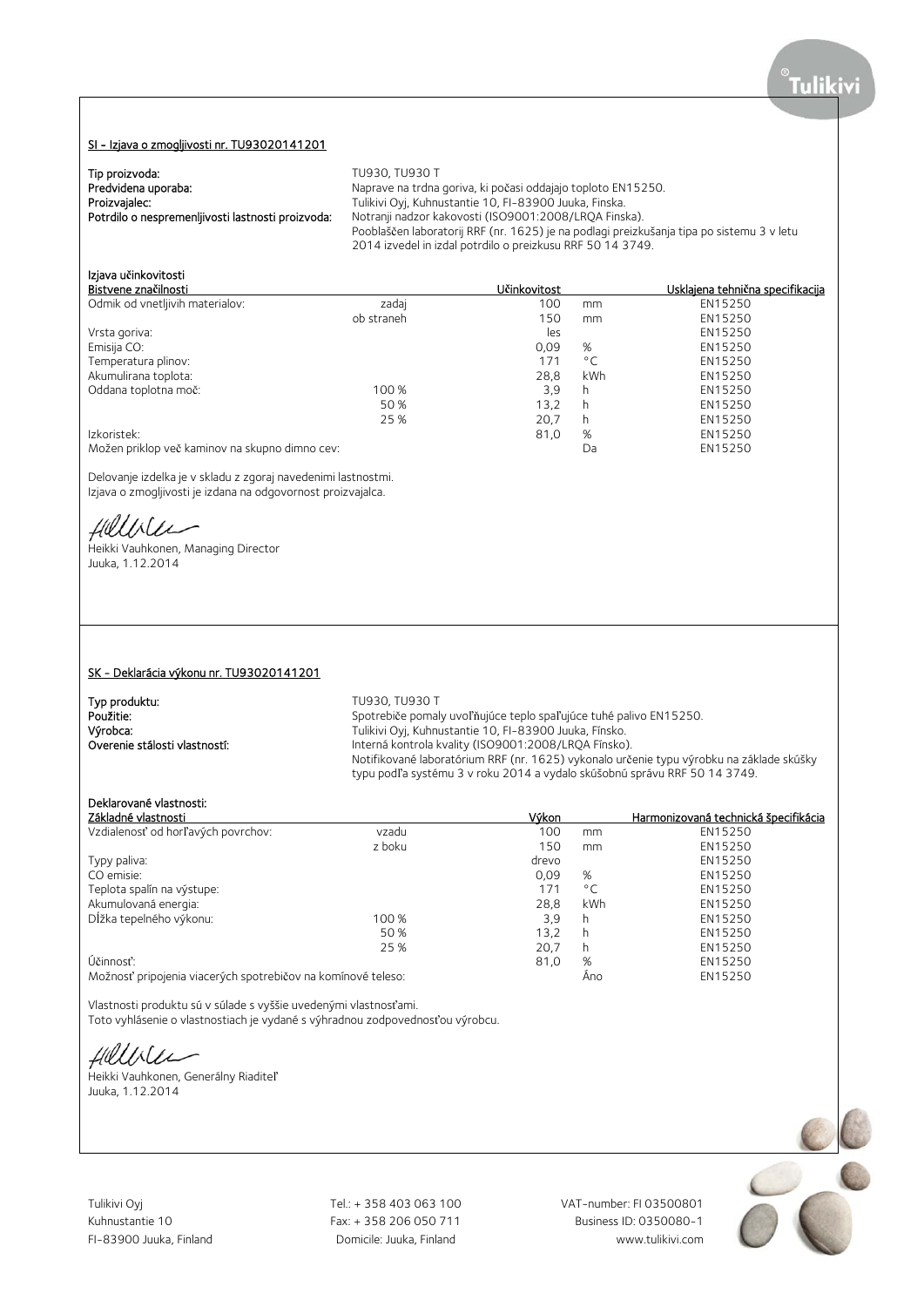## SI - Izjava o zmogljivosti nr. TU93020141201

**Tip proizvoda:** TU930, TU930 T
**Predvidena uporaba:** Naprave na trdna goriva, ki počasi oddajajo toploto EN15250.
**Proizvajalec:** Tulikivi Oyj, Kuhnustantie 10, FI-83900 Juuka, Finska.
**Potrdilo o nespremenljivosti lastnosti proizvoda:** Notranji nadzor kakovosti (ISO9001:2008/LRQA Finska).
Pooblaščen laboratorij RRF (nr. 1625) je na podlagi preizkušanja tipa po sistemu 3 v letu 2014 izvedel in izdal potrdilo o preizkusu RRF 50 14 3749.

**Izjava učinkovitosti**

| Bistvene značilnosti | | Učinkovitost | | Usklajena tehnična specifikacija |
|---|---|---|---|---|
| Odmik od vnetljivih materialov: | zadaj | 100 | mm | EN15250 |
| | ob straneh | 150 | mm | EN15250 |
| Vrsta goriva: | | les | | EN15250 |
| Emisija CO: | | 0,09 | % | EN15250 |
| Temperatura plinov: | | 171 | °C | EN15250 |
| Akumulirana toplota: | | 28,8 | kWh | EN15250 |
| Oddana toplotna moč: | 100 % | 3,9 | h | EN15250 |
| | 50 % | 13,2 | h | EN15250 |
| | 25 % | 20,7 | h | EN15250 |
| Izkoristek: | | 81,0 | % | EN15250 |
| Možen priklop več kaminov na skupno dimno cev: | | | Da | EN15250 |

Delovanje izdelka je v skladu z zgoraj navedenimi lastnostmi.
Izjava o zmogljivosti je izdana na odgovornost proizvajalca.

Heikki Vauhkonen, Managing Director
Juuka, 1.12.2014

## SK - Deklarácia výkonu nr. TU93020141201

**Typ produktu:** TU930, TU930 T
**Použitie:** Spotrebiče pomaly uvoľňujúce teplo spaľujúce tuhé palivo EN15250.
**Výrobca:** Tulikivi Oyj, Kuhnustantie 10, FI-83900 Juuka, Fínsko.
**Overenie stálosti vlastností:** Interná kontrola kvality (ISO9001:2008/LRQA Fínsko).
Notifikované laboratórium RRF (nr. 1625) vykonalo určenie typu výrobku na základe skúšky typu podľa systému 3 v roku 2014 a vydalo skúšobnú správu RRF 50 14 3749.

**Deklarované vlastnosti:**

| Základné vlastnosti | | Výkon | | Harmonizovaná technická špecifikácia |
|---|---|---|---|---|
| Vzdialenosť od horľavých povrchov: | vzadu | 100 | mm | EN15250 |
| | z boku | 150 | mm | EN15250 |
| Typy paliva: | | drevo | | EN15250 |
| CO emisie: | | 0,09 | % | EN15250 |
| Teplota spalín na výstupe: | | 171 | °C | EN15250 |
| Akumulovaná energia: | | 28,8 | kWh | EN15250 |
| Dĺžka tepelného výkonu: | 100 % | 3,9 | h | EN15250 |
| | 50 % | 13,2 | h | EN15250 |
| | 25 % | 20,7 | h | EN15250 |
| Účinnosť: | | 81,0 | % | EN15250 |
| Možnosť pripojenia viacerých spotrebičov na komínové teleso: | | | Áno | EN15250 |

Vlastnosti produktu sú v súlade s vyššie uvedenými vlastnosťami.
Toto vyhlásenie o vlastnostiach je vydané s výhradnou zodpovednosťou výrobcu.

Heikki Vauhkonen, Generálny Riaditeľ
Juuka, 1.12.2014

Tulikivi Oyj
Kuhnustantie 10
FI-83900 Juuka, Finland

Tel.: + 358 403 063 100
Fax: + 358 206 050 711
Domicile: Juuka, Finland

VAT-number: FI 03500801
Business ID: 0350080-1
www.tulikivi.com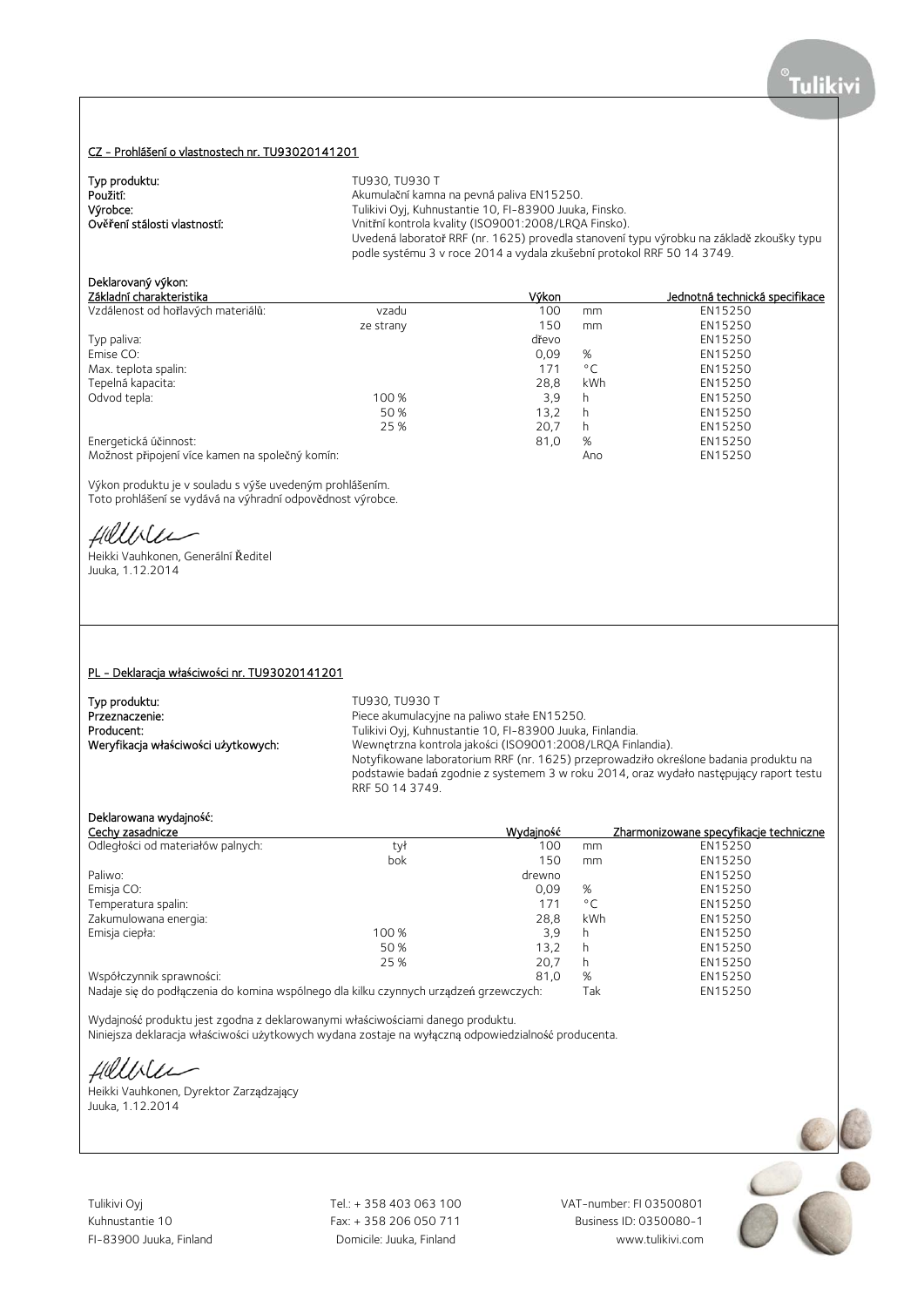## CZ - Prohlášení o vlastnostech nr. TU93020141201

**Typ produktu:** TU930, TU930 T
**Použití:** Akumulační kamna na pevná paliva EN15250.
**Výrobce:** Tulikivi Oyj, Kuhnustantie 10, FI-83900 Juuka, Finsko.
**Ověření stálosti vlastností:** Vnitřní kontrola kvality (ISO9001:2008/LRQA Finsko).
Uvedená laboratoř RRF (nr. 1625) provedla stanovení typu výrobku na základě zkoušky typu podle systému 3 v roce 2014 a vydala zkušební protokol RRF 50 14 3749.

**Deklarovaný výkon:**

| Základní charakteristika | | Výkon | | Jednotná technická specifikace |
|---|---|---|---|---|
| Vzdálenost od hořlavých materiálů: | vzadu | 100 | mm | EN15250 |
| | ze strany | 150 | mm | EN15250 |
| Typ paliva: | | dřevo | | EN15250 |
| Emise CO: | | 0,09 | % | EN15250 |
| Max. teplota spalin: | | 171 | °C | EN15250 |
| Tepelná kapacita: | | 28,8 | kWh | EN15250 |
| Odvod tepla: | 100 % | 3,9 | h | EN15250 |
| | 50 % | 13,2 | h | EN15250 |
| | 25 % | 20,7 | h | EN15250 |
| Energetická účinnost: | | 81,0 | % | EN15250 |
| Možnost připojení více kamen na společný komín: | | | Ano | EN15250 |

Výkon produktu je v souladu s výše uvedeným prohlášením.
Toto prohlášení se vydává na výhradní odpovědnost výrobce.

Heikki Vauhkonen, Generální Ředitel
Juuka, 1.12.2014

## PL - Deklaracja właściwości nr. TU93020141201

**Typ produktu:** TU930, TU930 T
**Przeznaczenie:** Piece akumulacyjne na paliwo stałe EN15250.
**Producent:** Tulikivi Oyj, Kuhnustantie 10, FI-83900 Juuka, Finlandia.
**Weryfikacja właściwości użytkowych:** Wewnętrzna kontrola jakości (ISO9001:2008/LRQA Finlandia).
Notyfikowane laboratorium RRF (nr. 1625) przeprowadziło określone badania produktu na podstawie badań zgodnie z systemem 3 w roku 2014, oraz wydało następujący raport testu RRF 50 14 3749.

**Deklarowana wydajność:**

| Cechy zasadnicze | | Wydajność | | Zharmonizowane specyfikacje techniczne |
|---|---|---|---|---|
| Odległości od materiałów palnych: | tył | 100 | mm | EN15250 |
| | bok | 150 | mm | EN15250 |
| Paliwo: | | drewno | | EN15250 |
| Emisja CO: | | 0,09 | % | EN15250 |
| Temperatura spalin: | | 171 | °C | EN15250 |
| Zakumulowana energia: | | 28,8 | kWh | EN15250 |
| Emisja ciepła: | 100 % | 3,9 | h | EN15250 |
| | 50 % | 13,2 | h | EN15250 |
| | 25 % | 20,7 | h | EN15250 |
| Współczynnik sprawności: | | 81,0 | % | EN15250 |
| Nadaje się do podłączenia do komina wspólnego dla kilku czynnych urządzeń grzewczych: | | | Tak | EN15250 |

Wydajność produktu jest zgodna z deklarowanymi właściwościami danego produktu.
Niniejsza deklaracja właściwości użytkowych wydana zostaje na wyłączną odpowiedzialność producenta.

Heikki Vauhkonen, Dyrektor Zarządzający
Juuka, 1.12.2014

Tulikivi Oyj
Kuhnustantie 10
FI-83900 Juuka, Finland

Tel.: + 358 403 063 100
Fax: + 358 206 050 711
Domicile: Juuka, Finland

VAT-number: FI 03500801
Business ID: 0350080-1
www.tulikivi.com